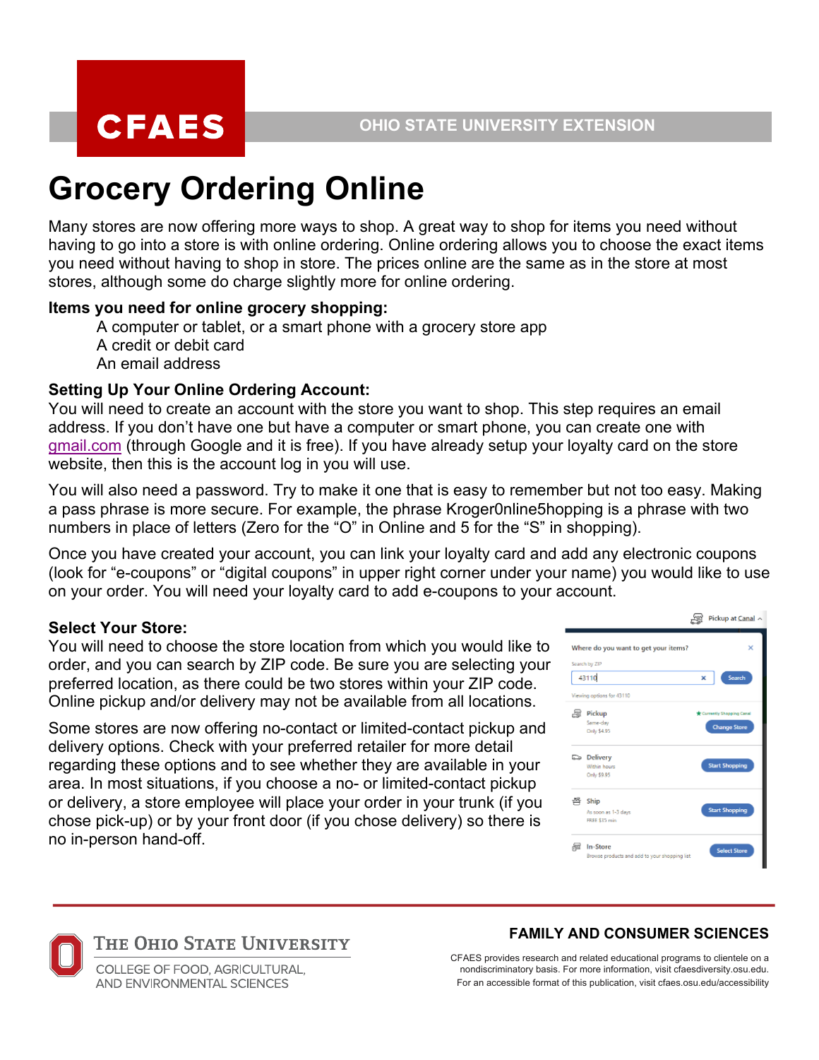CFAES

OHIO STATE UNIVERSITY EXTENSION

# Grocery Ordering Online

Many stores are now offering more ways to shop. A great way to shop for items you need without having to go into a store is with online ordering. Online ordering allows you to choose the exact items you need without having to shop in store. The prices online are the same as in the store at most stores, although some do charge slightly more for online ordering.

**Items you need for online grocery shopping:**

A computer or tablet, or a smart phone with a grocery store app
A credit or debit card
An email address

**Setting Up Your Online Ordering Account:**

You will need to create an account with the store you want to shop. This step requires an email address. If you don't have one but have a computer or smart phone, you can create one with gmail.com (through Google and it is free). If you have already setup your loyalty card on the store website, then this is the account log in you will use.

You will also need a password. Try to make it one that is easy to remember but not too easy. Making a pass phrase is more secure. For example, the phrase Kroger0nline5hopping is a phrase with two numbers in place of letters (Zero for the "O" in Online and 5 for the "S" in shopping).

Once you have created your account, you can link your loyalty card and add any electronic coupons (look for "e-coupons" or "digital coupons" in upper right corner under your name) you would like to use on your order. You will need your loyalty card to add e-coupons to your account.

**Select Your Store:**

You will need to choose the store location from which you would like to order, and you can search by ZIP code. Be sure you are selecting your preferred location, as there could be two stores within your ZIP code. Online pickup and/or delivery may not be available from all locations.

Some stores are now offering no-contact or limited-contact pickup and delivery options. Check with your preferred retailer for more detail regarding these options and to see whether they are available in your area. In most situations, if you choose a no- or limited-contact pickup or delivery, a store employee will place your order in your trunk (if you chose pick-up) or by your front door (if you chose delivery) so there is no in-person hand-off.

Pickup at Canal

Where do you want to get your items?

Search by ZIP

43110 | Search

Viewing options for 43110

Pickup — Same-day — Only $4.95 — Currently Shopping Canal — Change Store

Delivery — Within hours — Only $9.95 — Start Shopping

Ship — As soon as 1-3 days — FREE $35 min — Start Shopping

In-Store — Browse products and add to your shopping list — Select Store

THE OHIO STATE UNIVERSITY
COLLEGE OF FOOD, AGRICULTURAL, AND ENVIRONMENTAL SCIENCES

**FAMILY AND CONSUMER SCIENCES**

CFAES provides research and related educational programs to clientele on a nondiscriminatory basis. For more information, visit cfaesdiversity.osu.edu. For an accessible format of this publication, visit cfaes.osu.edu/accessibility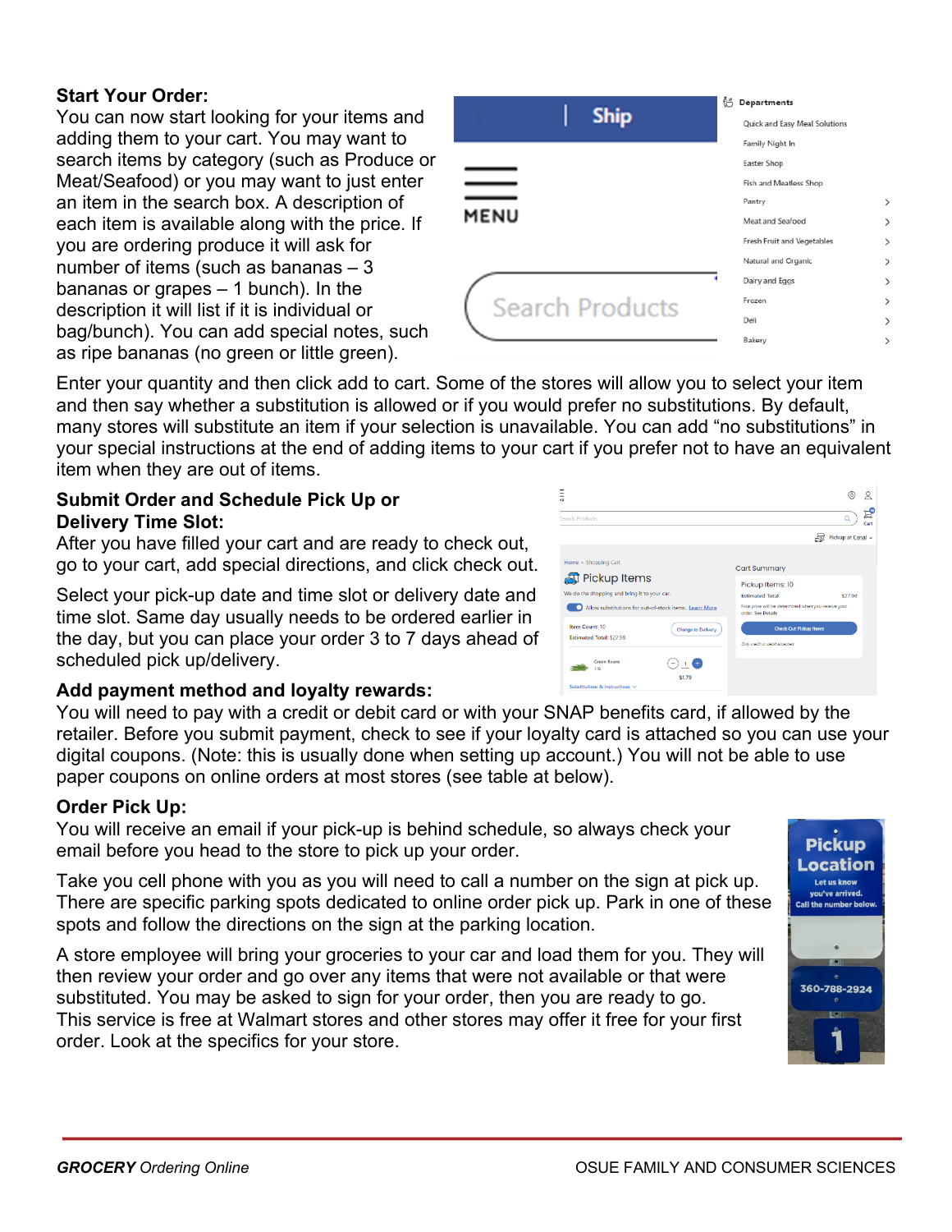**Start Your Order:**

You can now start looking for your items and adding them to your cart. You may want to search items by category (such as Produce or Meat/Seafood) or you may want to just enter an item in the search box. A description of each item is available along with the price. If you are ordering produce it will ask for number of items (such as bananas – 3 bananas or grapes – 1 bunch). In the description it will list if it is individual or bag/bunch). You can add special notes, such as ripe bananas (no green or little green).

Enter your quantity and then click add to cart. Some of the stores will allow you to select your item and then say whether a substitution is allowed or if you would prefer no substitutions. By default, many stores will substitute an item if your selection is unavailable. You can add “no substitutions” in your special instructions at the end of adding items to your cart if you prefer not to have an equivalent item when they are out of items.

**Submit Order and Schedule Pick Up or Delivery Time Slot:**

After you have filled your cart and are ready to check out, go to your cart, add special directions, and click check out.

Select your pick-up date and time slot or delivery date and time slot. Same day usually needs to be ordered earlier in the day, but you can place your order 3 to 7 days ahead of scheduled pick up/delivery.

**Add payment method and loyalty rewards:**

You will need to pay with a credit or debit card or with your SNAP benefits card, if allowed by the retailer. Before you submit payment, check to see if your loyalty card is attached so you can use your digital coupons. (Note: this is usually done when setting up account.) You will not be able to use paper coupons on online orders at most stores (see table at below).

**Order Pick Up:**

You will receive an email if your pick-up is behind schedule, so always check your email before you head to the store to pick up your order.

Take you cell phone with you as you will need to call a number on the sign at pick up. There are specific parking spots dedicated to online order pick up. Park in one of these spots and follow the directions on the sign at the parking location.

A store employee will bring your groceries to your car and load them for you. They will then review your order and go over any items that were not available or that were substituted. You may be asked to sign for your order, then you are ready to go. This service is free at Walmart stores and other stores may offer it free for your first order. Look at the specifics for your store.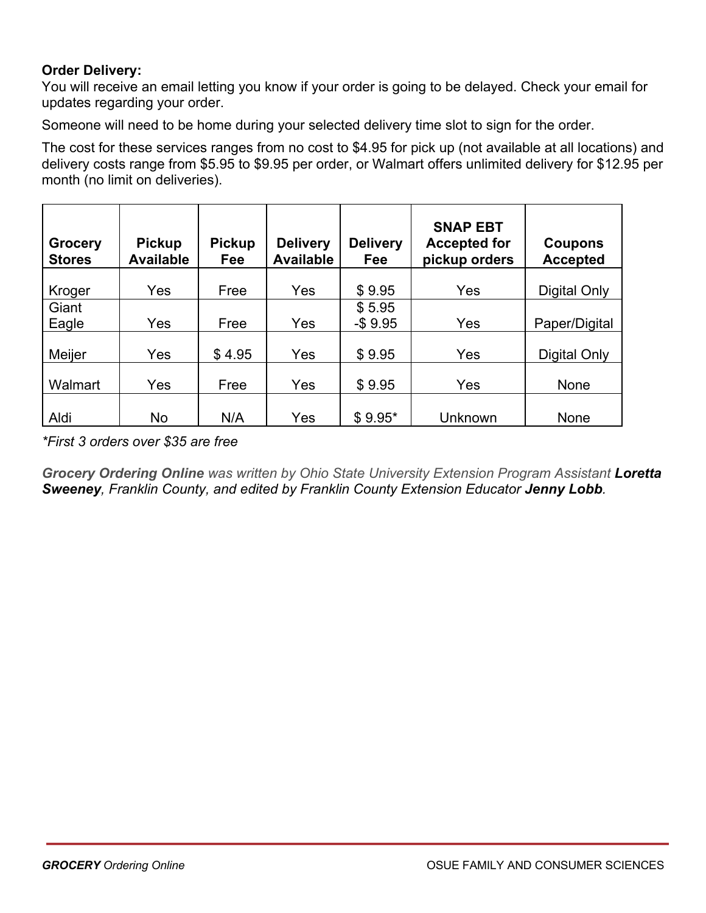**Order Delivery:**

You will receive an email letting you know if your order is going to be delayed. Check your email for updates regarding your order.

Someone will need to be home during your selected delivery time slot to sign for the order.

The cost for these services ranges from no cost to $4.95 for pick up (not available at all locations) and delivery costs range from $5.95 to $9.95 per order, or Walmart offers unlimited delivery for $12.95 per month (no limit on deliveries).

| Grocery Stores | Pickup Available | Pickup Fee | Delivery Available | Delivery Fee | SNAP EBT Accepted for pickup orders | Coupons Accepted |
|---|---|---|---|---|---|---|
| Kroger | Yes | Free | Yes | $ 9.95 | Yes | Digital Only |
| Giant Eagle | Yes | Free | Yes | $ 5.95 -$ 9.95 | Yes | Paper/Digital |
| Meijer | Yes | $ 4.95 | Yes | $ 9.95 | Yes | Digital Only |
| Walmart | Yes | Free | Yes | $ 9.95 | Yes | None |
| Aldi | No | N/A | Yes | $ 9.95* | Unknown | None |

*\*First 3 orders over $35 are free*

***Grocery Ordering Online** was written by Ohio State University Extension Program Assistant **Loretta Sweeney**, Franklin County, and edited by Franklin County Extension Educator **Jenny Lobb**.*